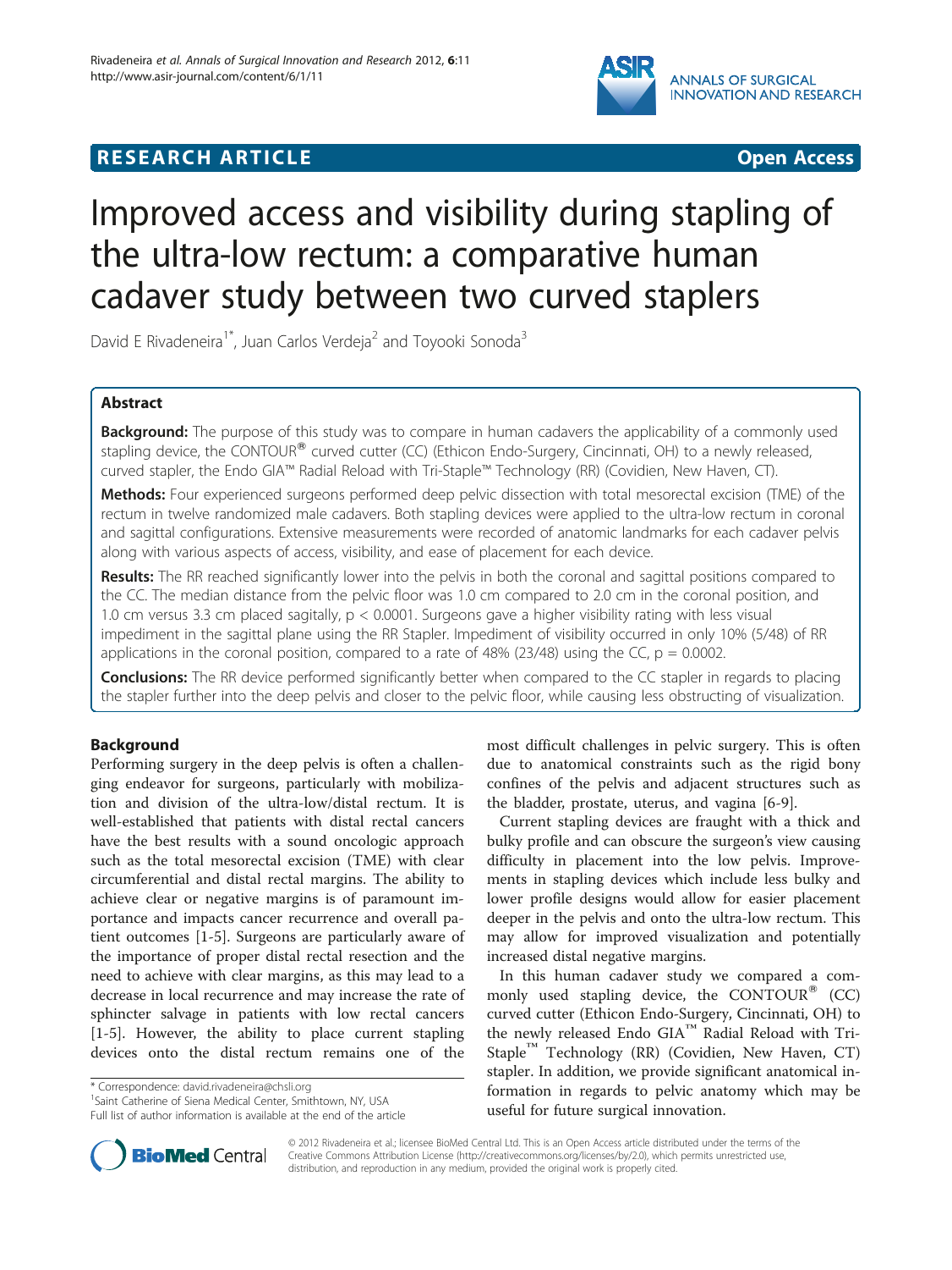RESEARCH ARTICLE

Open Access

# Improved access and visibility during stapling of the ultra-low rectum: a comparative human cadaver study between two curved staplers

David E Rivadeneira[1*], Juan Carlos Verdeja[2] and Toyooki Sonoda[3]

## Abstract

**Background:** The purpose of this study was to compare in human cadavers the applicability of a commonly used stapling device, the CONTOUR® curved cutter (CC) (Ethicon Endo-Surgery, Cincinnati, OH) to a newly released, curved stapler, the Endo GIA™ Radial Reload with Tri-Staple™ Technology (RR) (Covidien, New Haven, CT).

**Methods:** Four experienced surgeons performed deep pelvic dissection with total mesorectal excision (TME) of the rectum in twelve randomized male cadavers. Both stapling devices were applied to the ultra-low rectum in coronal and sagittal configurations. Extensive measurements were recorded of anatomic landmarks for each cadaver pelvis along with various aspects of access, visibility, and ease of placement for each device.

**Results:** The RR reached significantly lower into the pelvis in both the coronal and sagittal positions compared to the CC. The median distance from the pelvic floor was 1.0 cm compared to 2.0 cm in the coronal position, and 1.0 cm versus 3.3 cm placed sagitally, $p < 0.0001$. Surgeons gave a higher visibility rating with less visual impediment in the sagittal plane using the RR Stapler. Impediment of visibility occurred in only 10% (5/48) of RR applications in the coronal position, compared to a rate of 48% (23/48) using the CC, $p = 0.0002$.

**Conclusions:** The RR device performed significantly better when compared to the CC stapler in regards to placing the stapler further into the deep pelvis and closer to the pelvic floor, while causing less obstructing of visualization.

## Background

Performing surgery in the deep pelvis is often a challenging endeavor for surgeons, particularly with mobilization and division of the ultra-low/distal rectum. It is well-established that patients with distal rectal cancers have the best results with a sound oncologic approach such as the total mesorectal excision (TME) with clear circumferential and distal rectal margins. The ability to achieve clear or negative margins is of paramount importance and impacts cancer recurrence and overall patient outcomes [1-5]. Surgeons are particularly aware of the importance of proper distal rectal resection and the need to achieve with clear margins, as this may lead to a decrease in local recurrence and may increase the rate of sphincter salvage in patients with low rectal cancers [1-5]. However, the ability to place current stapling devices onto the distal rectum remains one of the most difficult challenges in pelvic surgery. This is often due to anatomical constraints such as the rigid bony confines of the pelvis and adjacent structures such as the bladder, prostate, uterus, and vagina [6-9].

Current stapling devices are fraught with a thick and bulky profile and can obscure the surgeon's view causing difficulty in placement into the low pelvis. Improvements in stapling devices which include less bulky and lower profile designs would allow for easier placement deeper in the pelvis and onto the ultra-low rectum. This may allow for improved visualization and potentially increased distal negative margins.

In this human cadaver study we compared a commonly used stapling device, the CONTOUR® (CC) curved cutter (Ethicon Endo-Surgery, Cincinnati, OH) to the newly released Endo GIA™ Radial Reload with Tri-Staple™ Technology (RR) (Covidien, New Haven, CT) stapler. In addition, we provide significant anatomical information in regards to pelvic anatomy which may be useful for future surgical innovation.

\* Correspondence: david.rivadeneira@chsli.org
[1]Saint Catherine of Siena Medical Center, Smithtown, NY, USA
Full list of author information is available at the end of the article

© 2012 Rivadeneira et al.; licensee BioMed Central Ltd. This is an Open Access article distributed under the terms of the Creative Commons Attribution License (http://creativecommons.org/licenses/by/2.0), which permits unrestricted use, distribution, and reproduction in any medium, provided the original work is properly cited.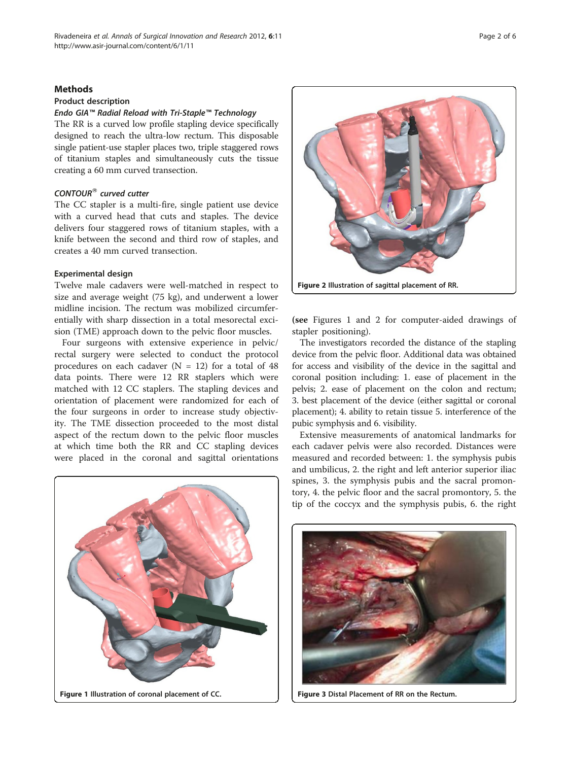## Methods

### Product description

#### *Endo GIA™ Radial Reload with Tri-Staple™ Technology*

The RR is a curved low profile stapling device specifically designed to reach the ultra-low rectum. This disposable single patient-use stapler places two, triple staggered rows of titanium staples and simultaneously cuts the tissue creating a 60 mm curved transection.

#### *CONTOUR® curved cutter*

The CC stapler is a multi-fire, single patient use device with a curved head that cuts and staples. The device delivers four staggered rows of titanium staples, with a knife between the second and third row of staples, and creates a 40 mm curved transection.

### Experimental design

Twelve male cadavers were well-matched in respect to size and average weight (75 kg), and underwent a lower midline incision. The rectum was mobilized circumferentially with sharp dissection in a total mesorectal excision (TME) approach down to the pelvic floor muscles.

Four surgeons with extensive experience in pelvic/rectal surgery were selected to conduct the protocol procedures on each cadaver (N = 12) for a total of 48 data points. There were 12 RR staplers which were matched with 12 CC staplers. The stapling devices and orientation of placement were randomized for each of the four surgeons in order to increase study objectivity. The TME dissection proceeded to the most distal aspect of the rectum down to the pelvic floor muscles at which time both the RR and CC stapling devices were placed in the coronal and sagittal orientations (**see** Figures 1 and 2 for computer-aided drawings of stapler positioning).

Figure 1 Illustration of coronal placement of CC.

Figure 2 Illustration of sagittal placement of RR.

The investigators recorded the distance of the stapling device from the pelvic floor. Additional data was obtained for access and visibility of the device in the sagittal and coronal position including: 1. ease of placement in the pelvis; 2. ease of placement on the colon and rectum; 3. best placement of the device (either sagittal or coronal placement); 4. ability to retain tissue 5. interference of the pubic symphysis and 6. visibility.

Extensive measurements of anatomical landmarks for each cadaver pelvis were also recorded. Distances were measured and recorded between: 1. the symphysis pubis and umbilicus, 2. the right and left anterior superior iliac spines, 3. the symphysis pubis and the sacral promontory, 4. the pelvic floor and the sacral promontory, 5. the tip of the coccyx and the symphysis pubis, 6. the right

Figure 3 Distal Placement of RR on the Rectum.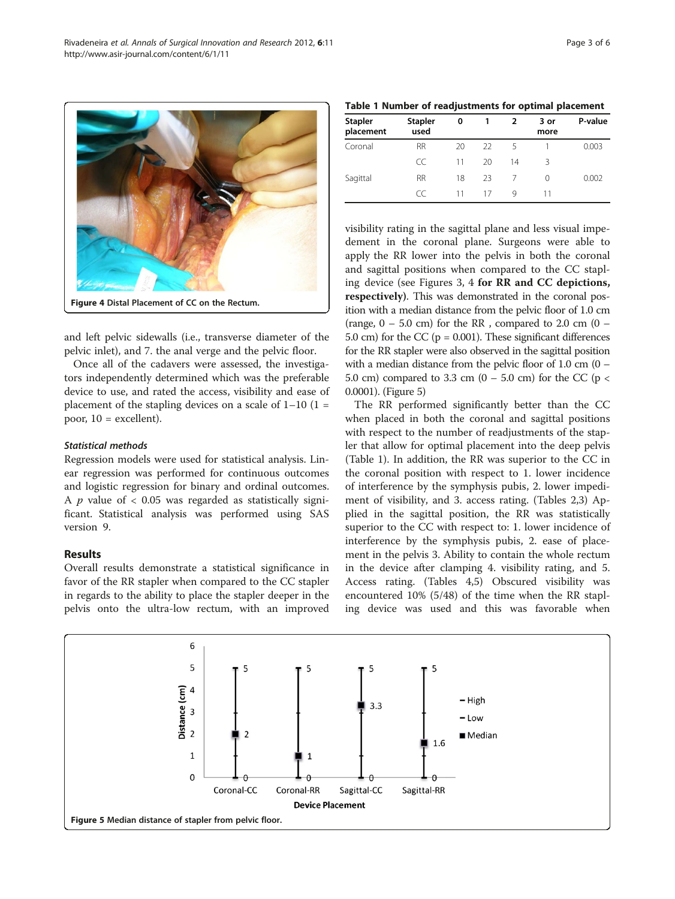Figure 4 Distal Placement of CC on the Rectum.

and left pelvic sidewalls (i.e., transverse diameter of the pelvic inlet), and 7. the anal verge and the pelvic floor.

Once all of the cadavers were assessed, the investigators independently determined which was the preferable device to use, and rated the access, visibility and ease of placement of the stapling devices on a scale of 1–10 (1 = poor, 10 = excellent).

### Statistical methods

Regression models were used for statistical analysis. Linear regression was performed for continuous outcomes and logistic regression for binary and ordinal outcomes. A $p$ value of < 0.05 was regarded as statistically significant. Statistical analysis was performed using SAS version 9.

## Results

Overall results demonstrate a statistical significance in favor of the RR stapler when compared to the CC stapler in regards to the ability to place the stapler deeper in the pelvis onto the ultra-low rectum, with an improved visibility rating in the sagittal plane and less visual impedement in the coronal plane. Surgeons were able to apply the RR lower into the pelvis in both the coronal and sagittal positions when compared to the CC stapling device (see Figures 3, 4 **for RR and CC depictions, respectively)**. This was demonstrated in the coronal position with a median distance from the pelvic floor of 1.0 cm (range, 0 – 5.0 cm) for the RR , compared to 2.0 cm (0 – 5.0 cm) for the CC (p = 0.001). These significant differences for the RR stapler were also observed in the sagittal position with a median distance from the pelvic floor of 1.0 cm (0 – 5.0 cm) compared to 3.3 cm (0 – 5.0 cm) for the CC (p < 0.0001). (Figure 5)

**Table 1 Number of readjustments for optimal placement**

| Stapler placement | Stapler used | 0 | 1 | 2 | 3 or more | P-value |
|---|---|---|---|---|---|---|
| Coronal | RR | 20 | 22 | 5 | 1 | 0.003 |
| | CC | 11 | 20 | 14 | 3 | |
| Sagittal | RR | 18 | 23 | 7 | 0 | 0.002 |
| | CC | 11 | 17 | 9 | 11 | |

The RR performed significantly better than the CC when placed in both the coronal and sagittal positions with respect to the number of readjustments of the stapler that allow for optimal placement into the deep pelvis (Table 1). In addition, the RR was superior to the CC in the coronal position with respect to 1. lower incidence of interference by the symphysis pubis, 2. lower impediment of visibility, and 3. access rating. (Tables 2,3) Applied in the sagittal position, the RR was statistically superior to the CC with respect to: 1. lower incidence of interference by the symphysis pubis, 2. ease of placement in the pelvis 3. Ability to contain the whole rectum in the device after clamping 4. visibility rating, and 5. Access rating. (Tables 4,5) Obscured visibility was encountered 10% (5/48) of the time when the RR stapling device was used and this was favorable when

Figure 5 Median distance of stapler from pelvic floor.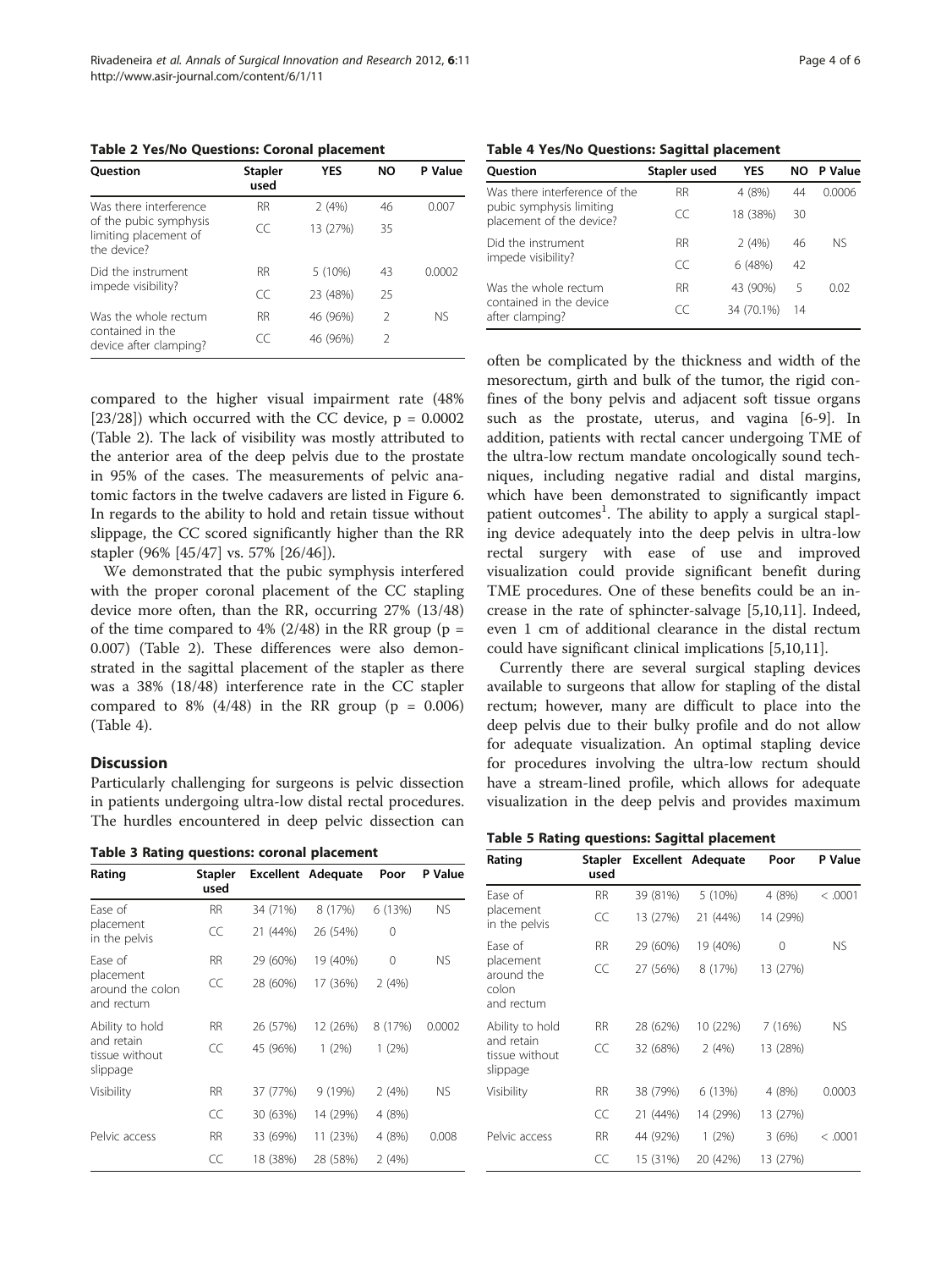**Table 2 Yes/No Questions: Coronal placement**

| Question | Stapler used | YES | NO | P Value |
|---|---|---|---|---|
| Was there interference of the pubic symphysis limiting placement of the device? | RR | 2 (4%) | 46 | 0.007 |
| | CC | 13 (27%) | 35 | |
| Did the instrument impede visibility? | RR | 5 (10%) | 43 | 0.0002 |
| | CC | 23 (48%) | 25 | |
| Was the whole rectum contained in the device after clamping? | RR | 46 (96%) | 2 | NS |
| | CC | 46 (96%) | 2 | |

compared to the higher visual impairment rate (48% [23/28]) which occurred with the CC device, p = 0.0002 (Table 2). The lack of visibility was mostly attributed to the anterior area of the deep pelvis due to the prostate in 95% of the cases. The measurements of pelvic anatomic factors in the twelve cadavers are listed in Figure 6. In regards to the ability to hold and retain tissue without slippage, the CC scored significantly higher than the RR stapler (96% [45/47] vs. 57% [26/46]).

We demonstrated that the pubic symphysis interfered with the proper coronal placement of the CC stapling device more often, than the RR, occurring 27% (13/48) of the time compared to 4% (2/48) in the RR group (p = 0.007) (Table 2). These differences were also demonstrated in the sagittal placement of the stapler as there was a 38% (18/48) interference rate in the CC stapler compared to 8% (4/48) in the RR group (p = 0.006) (Table 4).

## Discussion

Particularly challenging for surgeons is pelvic dissection in patients undergoing ultra-low distal rectal procedures. The hurdles encountered in deep pelvic dissection can often be complicated by the thickness and width of the mesorectum, girth and bulk of the tumor, the rigid confines of the bony pelvis and adjacent soft tissue organs such as the prostate, uterus, and vagina [6-9]. In addition, patients with rectal cancer undergoing TME of the ultra-low rectum mandate oncologically sound techniques, including negative radial and distal margins, which have been demonstrated to significantly impact patient outcomes[1]. The ability to apply a surgical stapling device adequately into the deep pelvis in ultra-low rectal surgery with ease of use and improved visualization could provide significant benefit during TME procedures. One of these benefits could be an increase in the rate of sphincter-salvage [5,10,11]. Indeed, even 1 cm of additional clearance in the distal rectum could have significant clinical implications [5,10,11].

Currently there are several surgical stapling devices available to surgeons that allow for stapling of the distal rectum; however, many are difficult to place into the deep pelvis due to their bulky profile and do not allow for adequate visualization. An optimal stapling device for procedures involving the ultra-low rectum should have a stream-lined profile, which allows for adequate visualization in the deep pelvis and provides maximum

**Table 3 Rating questions: coronal placement**

| Rating | Stapler used | Excellent | Adequate | Poor | P Value |
|---|---|---|---|---|---|
| Ease of placement in the pelvis | RR | 34 (71%) | 8 (17%) | 6 (13%) | NS |
| | CC | 21 (44%) | 26 (54%) | 0 | |
| Ease of placement around the colon and rectum | RR | 29 (60%) | 19 (40%) | 0 | NS |
| | CC | 28 (60%) | 17 (36%) | 2 (4%) | |
| Ability to hold and retain tissue without slippage | RR | 26 (57%) | 12 (26%) | 8 (17%) | 0.0002 |
| | CC | 45 (96%) | 1 (2%) | 1 (2%) | |
| Visibility | RR | 37 (77%) | 9 (19%) | 2 (4%) | NS |
| | CC | 30 (63%) | 14 (29%) | 4 (8%) | |
| Pelvic access | RR | 33 (69%) | 11 (23%) | 4 (8%) | 0.008 |
| | CC | 18 (38%) | 28 (58%) | 2 (4%) | |

**Table 4 Yes/No Questions: Sagittal placement**

| Question | Stapler used | YES | NO | P Value |
|---|---|---|---|---|
| Was there interference of the pubic symphysis limiting placement of the device? | RR | 4 (8%) | 44 | 0.0006 |
| | CC | 18 (38%) | 30 | |
| Did the instrument impede visibility? | RR | 2 (4%) | 46 | NS |
| | CC | 6 (48%) | 42 | |
| Was the whole rectum contained in the device after clamping? | RR | 43 (90%) | 5 | 0.02 |
| | CC | 34 (70.1%) | 14 | |

**Table 5 Rating questions: Sagittal placement**

| Rating | Stapler used | Excellent | Adequate | Poor | P Value |
|---|---|---|---|---|---|
| Ease of placement in the pelvis | RR | 39 (81%) | 5 (10%) | 4 (8%) | < .0001 |
| | CC | 13 (27%) | 21 (44%) | 14 (29%) | |
| Ease of placement around the colon and rectum | RR | 29 (60%) | 19 (40%) | 0 | NS |
| | CC | 27 (56%) | 8 (17%) | 13 (27%) | |
| Ability to hold and retain tissue without slippage | RR | 28 (62%) | 10 (22%) | 7 (16%) | NS |
| | CC | 32 (68%) | 2 (4%) | 13 (28%) | |
| Visibility | RR | 38 (79%) | 6 (13%) | 4 (8%) | 0.0003 |
| | CC | 21 (44%) | 14 (29%) | 13 (27%) | |
| Pelvic access | RR | 44 (92%) | 1 (2%) | 3 (6%) | < .0001 |
| | CC | 15 (31%) | 20 (42%) | 13 (27%) | |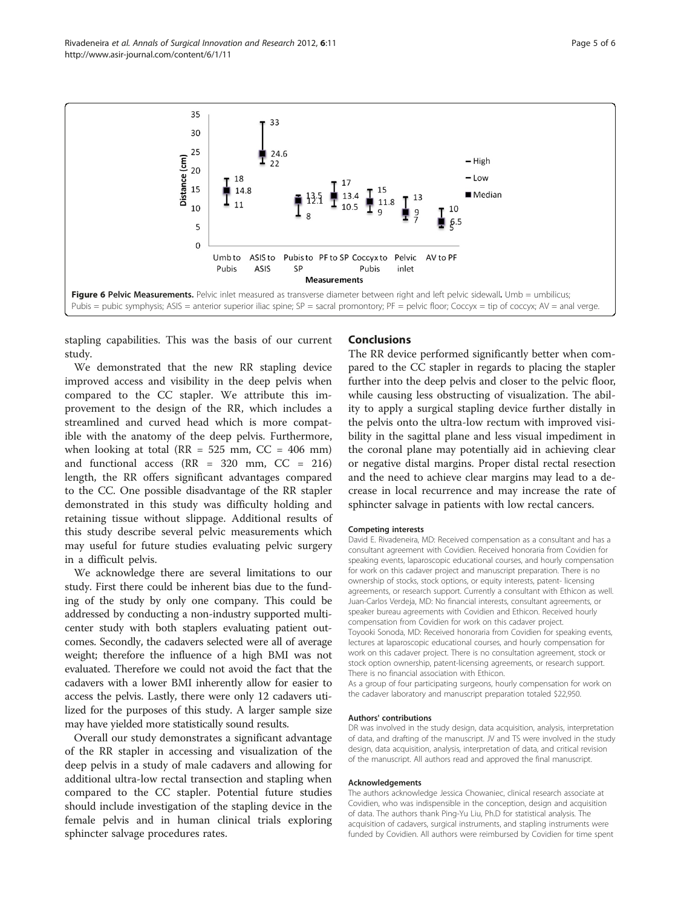35
30
25
20
15
10
5
0

Distance (cm)

33
24.6
22
18
14.8
11
13.5
12.1
8
17
13.4
10.5
15
11.8
9
13
9
7
10
6.5
5

Umb to Pubis
ASIS to ASIS
Pubis to SP
PF to SP
Coccyx to Pubis
Pelvic inlet
AV to PF

Measurements

High
Low
Median

**Figure 6 Pelvic Measurements.** Pelvic inlet measured as transverse diameter between right and left pelvic sidewall. Umb = umbilicus; Pubis = pubic symphysis; ASIS = anterior superior iliac spine; SP = sacral promontory; PF = pelvic floor; Coccyx = tip of coccyx; AV = anal verge.

stapling capabilities. This was the basis of our current study.

We demonstrated that the new RR stapling device improved access and visibility in the deep pelvis when compared to the CC stapler. We attribute this improvement to the design of the RR, which includes a streamlined and curved head which is more compatible with the anatomy of the deep pelvis. Furthermore, when looking at total (RR = 525 mm, CC = 406 mm) and functional access (RR = 320 mm, CC = 216) length, the RR offers significant advantages compared to the CC. One possible disadvantage of the RR stapler demonstrated in this study was difficulty holding and retaining tissue without slippage. Additional results of this study describe several pelvic measurements which may useful for future studies evaluating pelvic surgery in a difficult pelvis.

We acknowledge there are several limitations to our study. First there could be inherent bias due to the funding of the study by only one company. This could be addressed by conducting a non-industry supported multicenter study with both staplers evaluating patient outcomes. Secondly, the cadavers selected were all of average weight; therefore the influence of a high BMI was not evaluated. Therefore we could not avoid the fact that the cadavers with a lower BMI inherently allow for easier to access the pelvis. Lastly, there were only 12 cadavers utilized for the purposes of this study. A larger sample size may have yielded more statistically sound results.

Overall our study demonstrates a significant advantage of the RR stapler in accessing and visualization of the deep pelvis in a study of male cadavers and allowing for additional ultra-low rectal transection and stapling when compared to the CC stapler. Potential future studies should include investigation of the stapling device in the female pelvis and in human clinical trials exploring sphincter salvage procedures rates.

## Conclusions

The RR device performed significantly better when compared to the CC stapler in regards to placing the stapler further into the deep pelvis and closer to the pelvic floor, while causing less obstructing of visualization. The ability to apply a surgical stapling device further distally in the pelvis onto the ultra-low rectum with improved visibility in the sagittal plane and less visual impediment in the coronal plane may potentially aid in achieving clear or negative distal margins. Proper distal rectal resection and the need to achieve clear margins may lead to a decrease in local recurrence and may increase the rate of sphincter salvage in patients with low rectal cancers.

#### Competing interests

David E. Rivadeneira, MD: Received compensation as a consultant and has a consultant agreement with Covidien. Received honoraria from Covidien for speaking events, laparoscopic educational courses, and hourly compensation for work on this cadaver project and manuscript preparation. There is no ownership of stocks, stock options, or equity interests, patent- licensing agreements, or research support. Currently a consultant with Ethicon as well.
Juan-Carlos Verdeja, MD: No financial interests, consultant agreements, or speaker bureau agreements with Covidien and Ethicon. Received hourly compensation from Covidien for work on this cadaver project.
Toyooki Sonoda, MD: Received honoraria from Covidien for speaking events, lectures at laparoscopic educational courses, and hourly compensation for work on this cadaver project. There is no consultation agreement, stock or stock option ownership, patent-licensing agreements, or research support. There is no financial association with Ethicon.
As a group of four participating surgeons, hourly compensation for work on the cadaver laboratory and manuscript preparation totaled $22,950.

#### Authors' contributions

DR was involved in the study design, data acquisition, analysis, interpretation of data, and drafting of the manuscript. JV and TS were involved in the study design, data acquisition, analysis, interpretation of data, and critical revision of the manuscript. All authors read and approved the final manuscript.

#### Acknowledgements

The authors acknowledge Jessica Chowaniec, clinical research associate at Covidien, who was indispensible in the conception, design and acquisition of data. The authors thank Ping-Yu Liu, Ph.D for statistical analysis. The acquisition of cadavers, surgical instruments, and stapling instruments were funded by Covidien. All authors were reimbursed by Covidien for time spent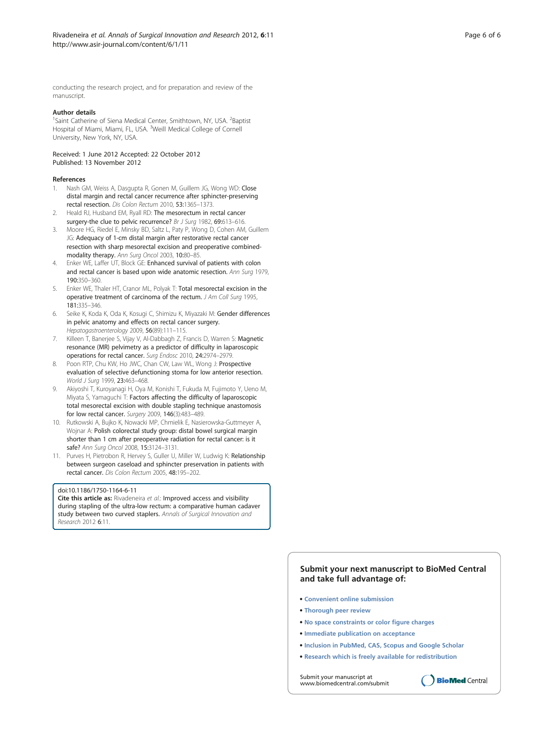conducting the research project, and for preparation and review of the manuscript.

### Author details

[1]Saint Catherine of Siena Medical Center, Smithtown, NY, USA. [2]Baptist Hospital of Miami, Miami, FL, USA. [3]Weill Medical College of Cornell University, New York, NY, USA.

Received: 1 June 2012 Accepted: 22 October 2012
Published: 13 November 2012

### References

1. Nash GM, Weiss A, Dasgupta R, Gonen M, Guillem JG, Wong WD: **Close distal margin and rectal cancer recurrence after sphincter-preserving rectal resection.** *Dis Colon Rectum* 2010, **53:**1365–1373.
2. Heald RJ, Husband EM, Ryall RD: **The mesorectum in rectal cancer surgery-the clue to pelvic recurrence?** *Br J Surg* 1982, **69:**613–616.
3. Moore HG, Riedel E, Minsky BD, Saltz L, Paty P, Wong D, Cohen AM, Guillem JG: **Adequacy of 1-cm distal margin after restorative rectal cancer resection with sharp mesorectal excision and preoperative combined-modality therapy.** *Ann Surg Oncol* 2003, **10:**80–85.
4. Enker WE, Laffer UT, Block GE: **Enhanced survival of patients with colon and rectal cancer is based upon wide anatomic resection.** *Ann Surg* 1979, **190:**350–360.
5. Enker WE, Thaler HT, Cranor ML, Polyak T: **Total mesorectal excision in the operative treatment of carcinoma of the rectum.** *J Am Coll Surg* 1995, **181:**335–346.
6. Seike K, Koda K, Oda K, Kosugi C, Shimizu K, Miyazaki M: **Gender differences in pelvic anatomy and effects on rectal cancer surgery.** *Hepatogastroenterology* 2009, **56**(89):111–115.
7. Killeen T, Banerjee S, Vijay V, Al-Dabbagh Z, Francis D, Warren S: **Magnetic resonance (MR) pelvimetry as a predictor of difficulty in laparoscopic operations for rectal cancer.** *Surg Endosc* 2010, **24:**2974–2979.
8. Poon RTP, Chu KW, Ho JWC, Chan CW, Law WL, Wong J: **Prospective evaluation of selective defunctioning stoma for low anterior resection.** *World J Surg* 1999, **23:**463–468.
9. Akiyoshi T, Kuroyanagi H, Oya M, Konishi T, Fukuda M, Fujimoto Y, Ueno M, Miyata S, Yamaguchi T: **Factors affecting the difficulty of laparoscopic total mesorectal excision with double stapling technique anastomosis for low rectal cancer.** *Surgery* 2009, **146**(3):483–489.
10. Rutkowski A, Bujko K, Nowacki MP, Chmielik E, Nasierowska-Guttmeyer A, Wojnar A: **Polish colorectal study group: distal bowel surgical margin shorter than 1 cm after preoperative radiation for rectal cancer: is it safe?** *Ann Surg Oncol* 2008, **15:**3124–3131.
11. Purves H, Pietrobon R, Hervey S, Guller U, Miller W, Ludwig K: **Relationship between surgeon caseload and sphincter preservation in patients with rectal cancer.** *Dis Colon Rectum* 2005, **48:**195–202.

doi:10.1186/1750-1164-6-11
**Cite this article as:** Rivadeneira *et al.*: Improved access and visibility during stapling of the ultra-low rectum: a comparative human cadaver study between two curved staplers. *Annals of Surgical Innovation and Research* 2012 **6**:11.

**Submit your next manuscript to BioMed Central and take full advantage of:**

- **Convenient online submission**
- **Thorough peer review**
- **No space constraints or color figure charges**
- **Immediate publication on acceptance**
- **Inclusion in PubMed, CAS, Scopus and Google Scholar**
- **Research which is freely available for redistribution**

Submit your manuscript at
www.biomedcentral.com/submit

BioMed Central